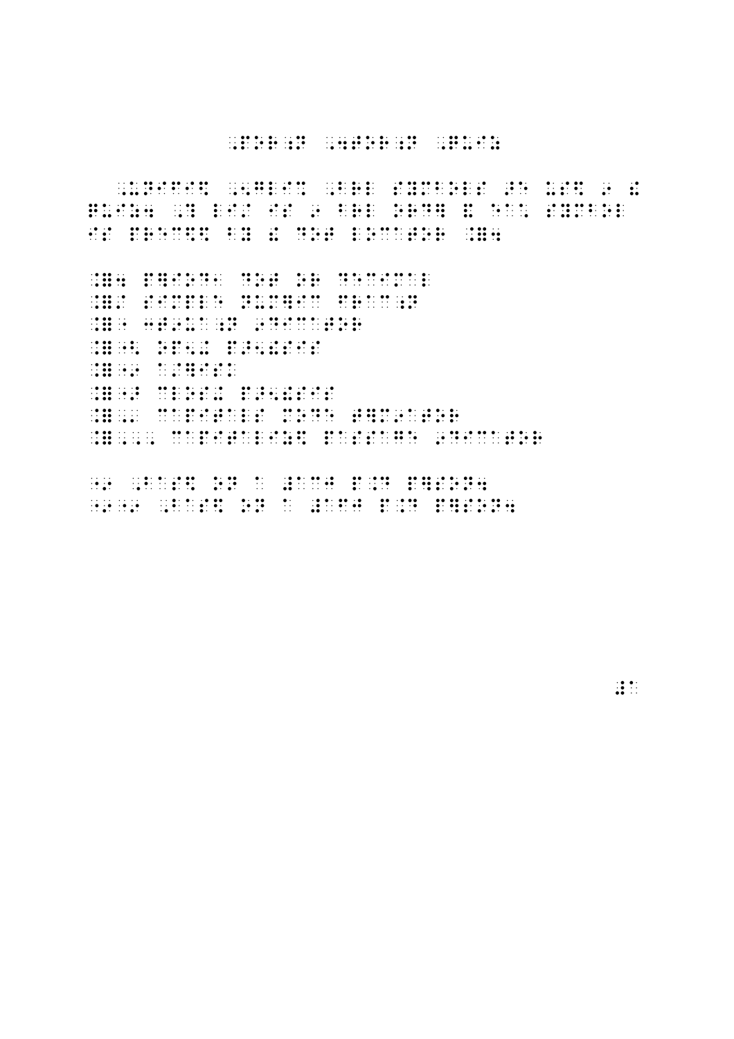## 

1999 DE 2012 EN 2010 EN 1999 DE 2010 EN 2010 DE 1999 EN 1999 EN EN EXTREM DE 2010 DE 2010 EN 2010 EN 2010 DE 2<br>1999 DE EN EXTREM EN 1999 EN EN EN 2019 DE 1999 EN EN 2019 DE 2019 EN 2019 DE 2019 EN 2019 DE 2019 DE 2019 EN<br>1 , de distribuirs institut distribute in the series of the distribute the distribute of the distributed distrib<br>1967: De Cardia (1979) - distribute in distribute in Bandist (1979) - De Cardia (1979) - distributed in distr<br>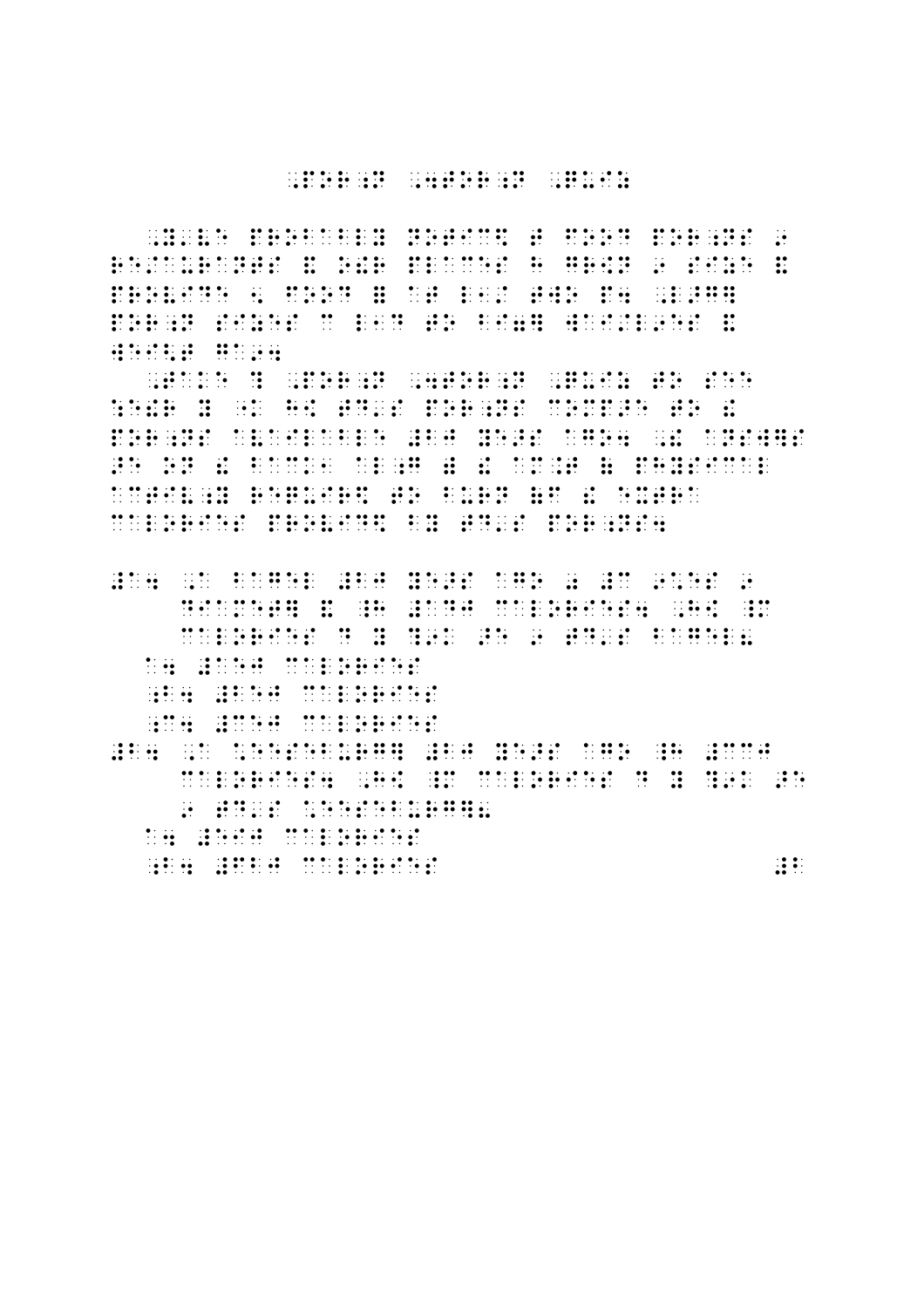## ,POR;N ,4TOR;N ,QUIZ

,Y'VE PROBABLY NOTICE (DATE) DATE) DATE) DE DATA DI DE DE DATE DE DATE DATE DE DATE DATA DI LETTRO A 1999 (PRO<br>1999 - PORTICE DE DE DE PORTICE DATE DATE DE PORTICE DE LA PORTICE DE LA PORTICE DE PORTICE DE LA PORTICE DE<br>19 RE/AURANTS & ORIGINS (1988) DE LOIRES DE DE DE CORREIX (1988) DE LOIRES DE L'AURANTS (1989) DE L'AURANTS (1999<br>1999 : Carlo Sophia (1999) De La Carlo (1999) De La Carlo (1999) De Loires de Loires (1999) De La Carlo (1999<br>1 PROVIDE 5 FOOD EXTERNAL EN DE EN EN EEN DE LANGUARD EN EN DIE STANDAL EN DIE STAAN GESTELD OOR DIE STAAN GESTE<br>PROVIDE 5 FOOD EN DIE 1950 DE EN DIE 1950 DE EN DIE 1950 DE EN DIE 1950 DE EN DIE 1950 DE EN DIE 1950 DE EN<br>DIE POR BI7 IN 1988 – IN 1989 BI7 IN 1988 – BI7 IN 1989 – IN 1981 – IN 1989 – IN 1970 IN 1970 – IN 1970 – IN 1989<br>Por bir bir in 1989 – In 1989 – In 1989 – In 1989 – In 1989 – In 1989 – In 1989 – In 1989 – In 1989 – In 1989<br>Po WEI<T GA94

, TAKE REPORT OF THE REPORT OF THE RESIDENCE OF THE REPORT OF THE REPORT OF THE REPORT OF THE REPORT OF THE RE<br>No report of the report of the report of the report of the report of the report of the report of the report of : E: E: PORT : EST : PORT : EN LE PORT : PORT : EST EL PORT : EST EL BORD : EST EL PORT : PORT : POR<br>1980 : Est est : Port : Est est est est en la port : est est est est en la port : est est est est est el port<br>1980 : Est POR A RESIDENT E RESPONSOR DE DE DE LA BISA DE LA BOSA DE LA BISA DE LA BISA DE LA BISA DE LA BOSA DE LA BISA<br>POR ES AGOS AGOS - LA BISA DE LA BISA DE LA BISA DE LA BISA DE LA BISA DE LA BISA DE LA BISA DE LA BISA DE LA<br>PO -FOND - COMPONENT AND COMPONENT AMERICAN CONSTRUCTION OF A SAME AND COMPONENT AND A SAME ARRESTS OF A SAME AND<br>The Component American Component and the Component American Component American Component American Component Am<br> ACTIVE AND AN ACTIVITY OF A REPORT OF A REPORT OF A REPORT OF A REPORT OF A REPORT OF A REPORT OF A REPORT OF <br>A REPORT OF A REPORT OF A REPORT OF A REPORT OF A REPORT OF A REPORT OF A REPORT OF A REPORT OF A REPORT OF A<br>A CALORIES PROVID\$ BY TD'S POR;NS4

#A4 ,A BAGEL #BJ YE>S AGO 0 #C 9\*ES 9 DIAMETER DIAMETER AND CALORIES , HER BLOCK , HER BLOCK , HER BLOCK , HER BLOCK , HER BLOCK , HER BLOCK , HER B CALORIES DE LO CALORIES DE L'ALORIES DE L'ALORIES DE L'ALORIES DE L'ALORIES DE L'ALORIES DE L'ALORIES DE L'AL<br>1950 : L'ALORIES DE L'ALORIES DE L'ALORIES DE L'ALORIES DE L'ALORIES DE L'ALORIES DE L'ALORIES DE L'ALORIES D<br>19 A4 #AEJ CALORIES ;B4 #BEJ CALORIES ;C4 #CEJ CALORIES #B4 ,A \*EESEBURG] #BJ YE>S AGO \_H #CCJ CALORIES 4 , HE SALORIES DE L'ALORIES DE L'ALORIES DE L'ALORIES DE L'ALORIES DE L'ALORIES DE L'ALORIES DE L'AL<br>COLORIES DE L'ALORIES DE L'ALORIES DE L'ALORIES DE L'ALORIES DE L'ALORIES DE L'ALORIES DE L'ALORIES DE L'ALORI 9 TO SAN A BALLARY AND A BALLARY AND A BAILAIN ANN AN AIR AN AIR AN AIR AN AIR AN AIR AN AIR AN AIR AN AIR AN<br>9 TO SAN AIR AN AIR AN AIR AN AIR AN AIR AN AIR AN AIR AN AIR ANN AIR AN AIR AN AIR AN AIR AN AIR AN AIR AN AI<br>9 A4 # EIJ CALORIES | A4 # EI # EI # EIJ # # EIJ<br>| The # EIJ # EIJ # EIJ # EIJ # EIJ # EIJ # EIJ # EIJ # EIJ # E<br>| The # EIJ # EIJ # EIJ # EIJ # EIJ # EIJ # EIJ # EIJ # EIJ # EIJ # EIJ # EIJ # EIJ # EIJ # EIJ # EIJ # EIJ # ;  $\frac{1}{2}$   $\frac{1}{2}$   $\frac{1}{2}$   $\frac{1}{2}$   $\frac{1}{2}$   $\frac{1}{2}$   $\frac{1}{2}$   $\frac{1}{2}$   $\frac{1}{2}$   $\frac{1}{2}$   $\frac{1}{2}$   $\frac{1}{2}$   $\frac{1}{2}$   $\frac{1}{2}$   $\frac{1}{2}$   $\frac{1}{2}$   $\frac{1}{2}$   $\frac{1}{2}$   $\frac{1}{2}$   $\frac{1}{2}$   $\frac{1}{2}$   $\frac{1}{2}$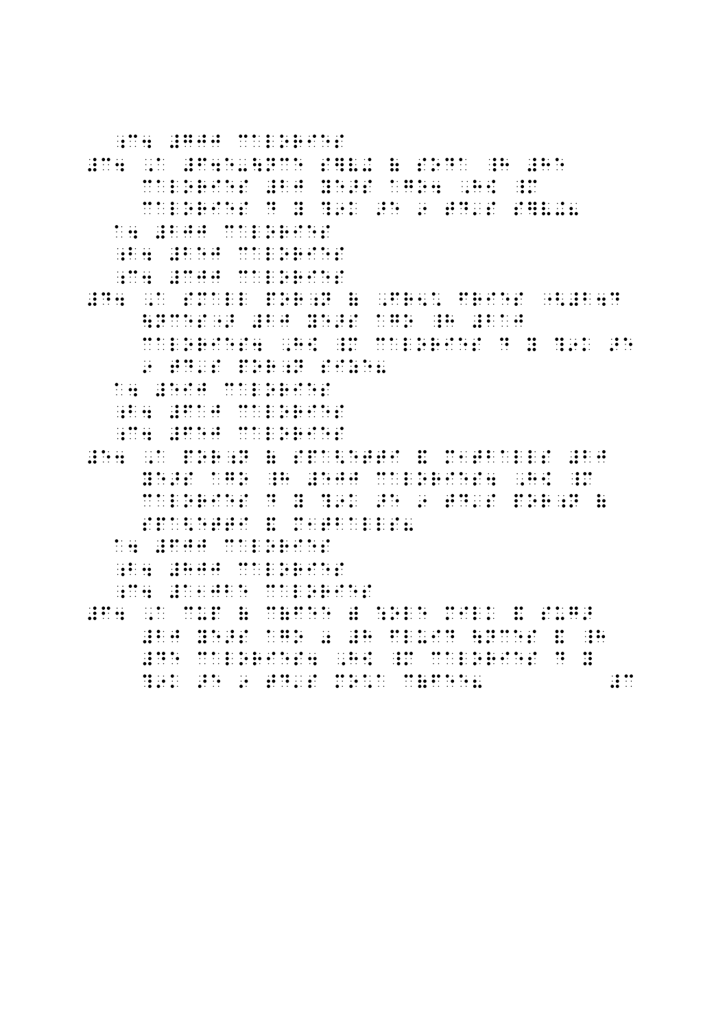; C4 #GBJJ CALORIES (1999) ; C4 #GJBJJ GALORIES (1999) ; C4 #GJJJ CALORIES (1999) ; C4 #GJJJ CALORIES (1999) ;<br>C4 #GJJJ CALORIES (1999) ; C4 #GJJJJ CALORIES (1999) ; C4 #GJJJJJJ CALORIES (1999); C4 #GJJJJJJJJJJJJJJJJJJJJJ # 2008 | 2008 | 2009 | 2009 | 2009 | 2009 | 2009 | 2009 | 2009 | 2009 | 2009 | 2009 | 2009 | 2009 | 2009 | 200<br>#F4E-Y = 2008 | 2008 | 2008 | 2009 | 2009 | 2009 | 2009 | 2009 | 2009 | 2009 | 2009 | 2009 | 2009 | 2009 | 20<br># CALORIES #BJ YES AGO4 , HE SAGO4 , HE SAGO4 , HE SAGO4 , HE SAGO4 , HE SAGO4 , HE SAGO4 , HE SAGO4 , HE SAGO4<br>CALORIES #BJ YES AGO4 , HE SAGO4 , HE SAGO4 , HE SAGO4 , HE SAGO4 , HE SAGO4 , HE SAGO4 , HE SAGO4 , HE SAGO4 CALORIES DI REGIONE DE 1988 - 1988 - 1989 - 1989 - 1989 - 1989 - 1989 - 1989 - 1989 - 1989 - 1989 - 1989 - 198<br>CALORIES DE 1989 - 1989 - 1989 - 1989 - 1989 - 1989 - 1989 - 1989 - 1989 - 1989 - 1989 - 1989 - 1989 - 1989 -<br>C A4 #BJJ CALORIES ;B4 #BEJ CALORIES  $\mathcal{L}$  and  $\mathcal{L}$  calories and  $\mathcal{L}$  . The fixed policies are set of  $\frac{1}{2}$  , and the state of the state of the state of the state of the state of the state of the state of the state of the state of the state of the state of the state of the state of the state of the state of the state \NCES"> #BJ YE>S AGO \_H #BAJ CALORIES AND AN INCIDITY AND AN INCIDENT AND ALONG AN INCIDENT AND AN INCIDENT AND AN INCIDENT AND AN INCIDENT<br>The state of the state of the state of the state of the state of the state of the state of the state of the st<br> 9 TD'S POR;N SIZE8 A4 #EIJ CALORIES ;B4 #FAJ CALORIES ;C4 #FEJ CALORIES #E4 ,A POR;N ( SPA<ETTI & M1TBALLS #BJ YE>S AGO \_H #EJJ CALORIES4 ,H[ \_M CALORIES DE LA CORTA DE LO DE LO DE LA CALORIES DE LA CALORIES DE LO DE LA CALORIES DE LO DE LO DE LO DE LO DE<br>CALORIES DE LO DE LO DE LA CALORIES DE LO DE LO DE LO DE LO DE LO DE LO DE LO DE LO DE LO DE LO DE LO DE LO D<br>C SPA<ETTI & M1TBALLS8  $\frac{4}{3}$ ;B4 #HJJ CALORIES ;C4 #A1JBE CALORIES  $\frac{1}{2}$  , and  $\frac{1}{2}$  , and  $\frac{1}{2}$  , and  $\frac{1}{2}$  , and  $\frac{1}{2}$  , and  $\frac{1}{2}$  , and  $\frac{1}{2}$  , and  $\frac{1}{2}$  , and  $\frac{1}{2}$  , and  $\frac{1}{2}$  , and  $\frac{1}{2}$  , and  $\frac{1}{2}$  , and  $\frac{1}{2}$  , and  $\frac{1}{2}$  , a # FROM HOLD AND RESPONDENT AND RESPONDENT TO A RESPONDENT A CONSUMING A RESPONDENT AND LOCAL AND LOCAL AND LOC<br>The Respondent and the Respondent and the state of the Respondent and the Respondent and the State and the Res<br> #DE CALORIES4 ,H[ \_M CALORIES D Y ?9K >E 9 TD'S MO\*A C(FEE8 #C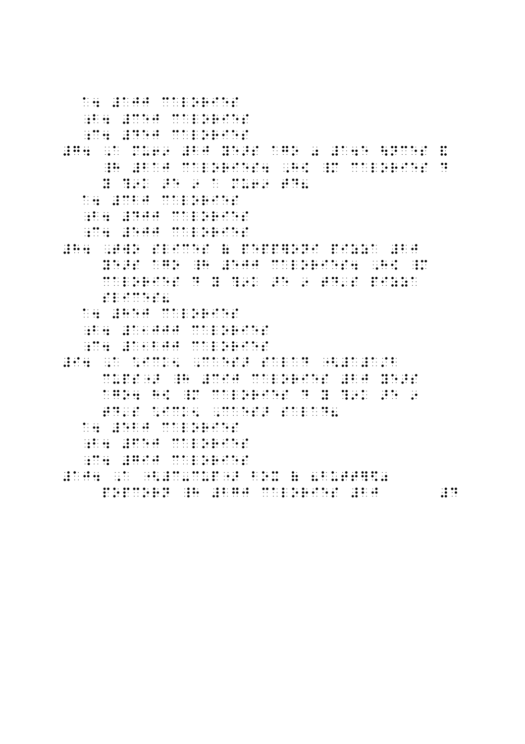A4 #AJJ CALORIES ;B4 #CEJ CALORIES ;C4 #DEJ CALORIES #G4 ,A MU69 #BJ YE>S AGO 0 #A4E \NCES & \_H #BAJ CALORIES4 ,H[ \_M CALORIES D Y ?9K >E 9 A MU69 TD8 A4 #CBJ CALORING # CALORING # CBJ CALORING  $\frac{1}{2}$   $\frac{1}{2}$   $\frac{1}{2}$   $\frac{1}{2}$   $\frac{1}{2}$   $\frac{1}{2}$   $\frac{1}{2}$   $\frac{1}{2}$   $\frac{1}{2}$   $\frac{1}{2}$   $\frac{1}{2}$   $\frac{1}{2}$   $\frac{1}{2}$   $\frac{1}{2}$   $\frac{1}{2}$   $\frac{1}{2}$   $\frac{1}{2}$   $\frac{1}{2}$   $\frac{1}{2}$   $\frac{1}{2}$   $\frac{1}{2}$   $\frac{1}{2}$  ;C4 #EJJ CALORIES #H4 ,TWO SLICES ( PEPP]ONI PIZZA #BJ YE>S AGO \_H #EJJ CALORIES4 ,H[ \_M CALORIES DE LA CALORIES DE L'ARCHITECT (PORT DE L'ARCHITECT DE L'ARCHITECT DE L'ARCHITECT DE L'ARCHITECT DE L'<br>COLORIES DE L'ARCHITECT (PORT DE L'ARCHITECT DE L'ARCHITECT DE L'ARCHITECT DE L'ARCHITECT DE L'ARCHITECT DE L' SLICES SLICES A4 #HEJ CALORIES ; and the algorithm is a set of the set of the set of the set of the set of the set of the set of the set of the set of the set of the set of the set of the set of the set of the set of the set of the set of the set of th ; C4  $\frac{1}{2}$  and  $\frac{1}{2}$  and  $\frac{1}{2}$  and  $\frac{1}{2}$  and  $\frac{1}{2}$  and  $\frac{1}{2}$  and  $\frac{1}{2}$  and  $\frac{1}{2}$  and  $\frac{1}{2}$  and  $\frac{1}{2}$  and  $\frac{1}{2}$  and  $\frac{1}{2}$  and  $\frac{1}{2}$  and  $\frac{1}{2}$  and  $\frac{1}{2}$  and  $\frac{1}{$ : A #I4 (1995) - A 14 (1996) - A 14 (1996) - A 14 (1996) - A 14 (1996) - A 14 (1996) - A 14 (1996) - A 14 (199<br>14 (1996) - A 14 (1996) - A 14 (1996) - A 14 (1996) - A 14 (1996) - A 14 (1996) - A 14 (1996) - A 14 (1996) -<br>1 CUPS"> \_H #CIJ CALORIES #BJ YE>S AGO4 HE 9K 200 HE 9K 200 HE 9K 200 HE 9K 200 HE 9K 200 HE 9K 200 HE 9K 200 HE 9K 200 HE 9K 200 HE 9K 200 HE 9K TO SALAD THE THE THE SALAD SERVES TO THE SALAD SERVES TO THE SALAD SERVES SERVES TO THE SALAD SERVES SERVES SA<br>The Salad Salad Salad Serves Serves Serves Serves Serves Serves Serves Serves Serves Serves Serves Serves Ser<br>T A4 #EBJ CALORIES ;B4 #FEJ CALORIES ;C4 #GIJ CALORIES #AJ4 ,A "<#C-CUP"> BOX ( 8BUTT]\$0 POPCOR AN ORIGINAL ARRANGEMENT WAS ARRESTED FOR A STRONG AND THE STRONG ASSAULT A STRONG AND THE STRONG AND TH<br>POPCOR AN ORIGINAL ARRANGEMENT WAS ARRESTED FOR A STRONG AND THE STRONG AND THE STRONG AND THE STRONG AND THE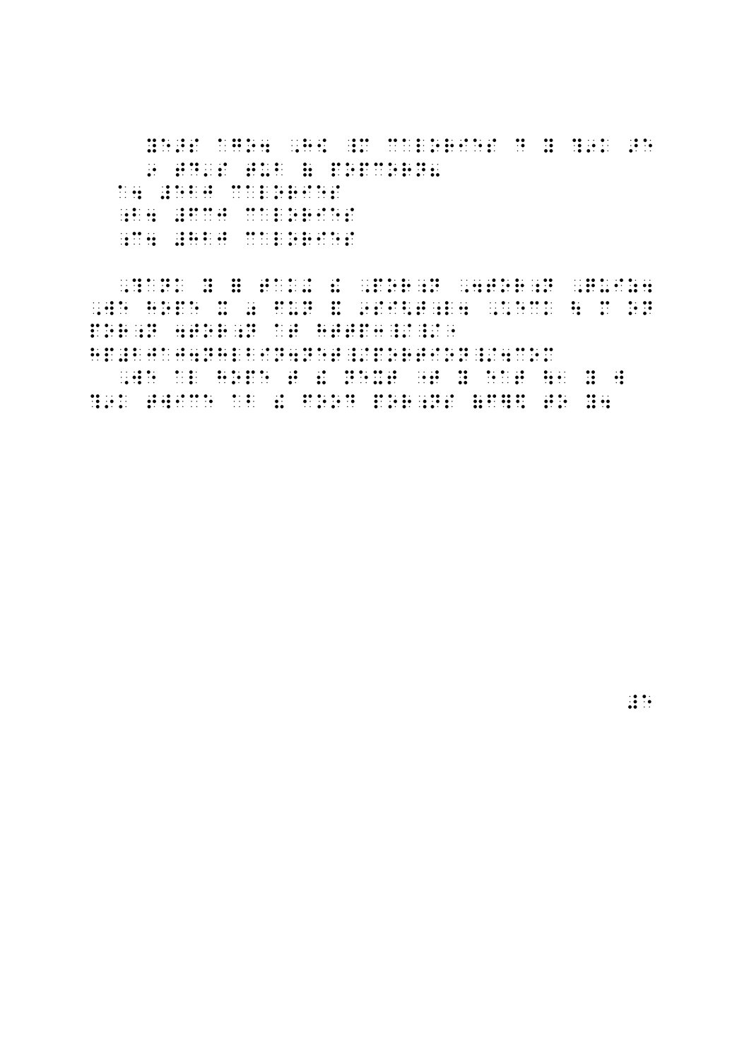i se santa come de la proponación de los de algunas de la componición de la proponación de seu de los de los<br>Los de la componición de la proponación de la proponación de la proponación de la proponación de la proponació<br>L

 $\frac{1}{2}$   $\frac{1}{2}$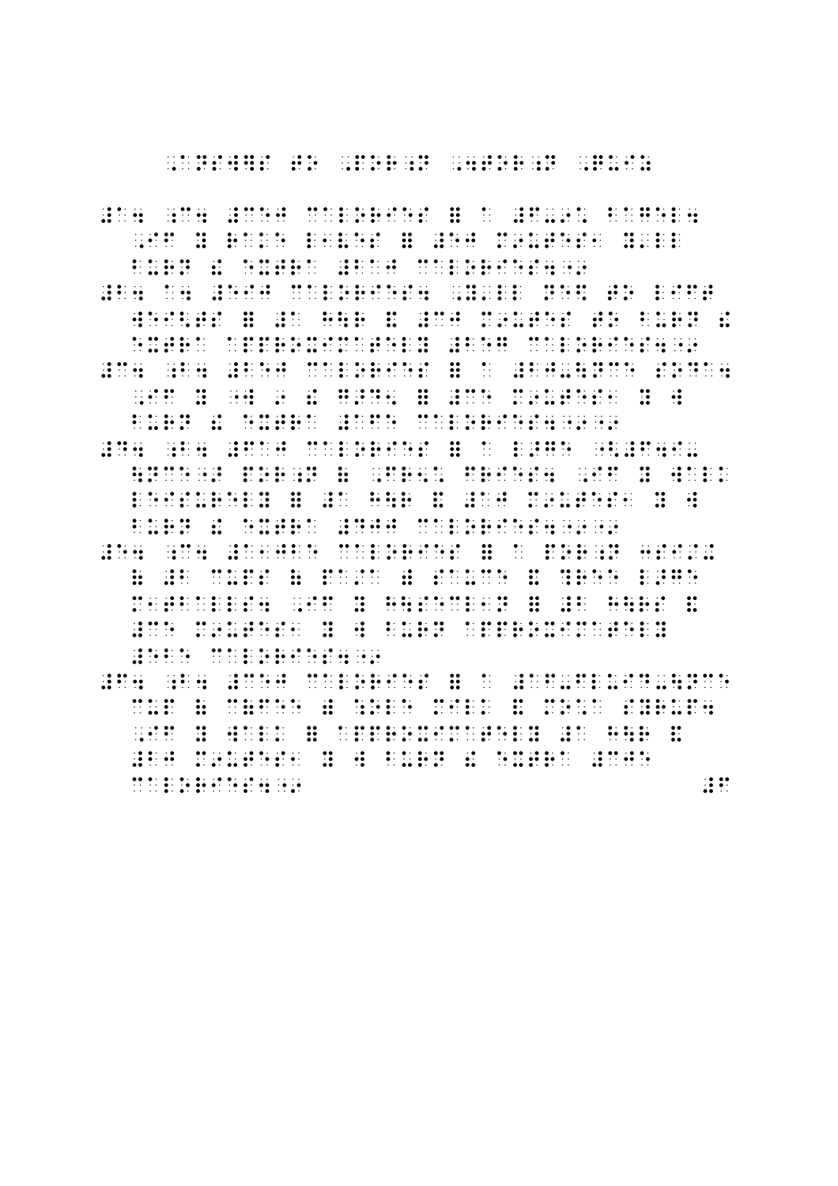, ANSWERS OF A REPORT OF A REPORT OF A REPORT OF A REPORT OF A REPORT OF A REPORT OF A REPORT OF A REPORT OF A

# 2010 | 2020 | 2020 | 2030 | 2040 | 2040 | 2040 | 2040 | 2040 | 2040 | 2040 | 2040 | 2040 | 2040 | 2040 | 204<br># 2040 | 2040 | 2040 | 2040 | 2040 | 2040 | 2040 | 2040 | 2040 | 2040 | 2040 | 2040 | 2040 | 2040 | 2040 | 20<br># ,IF Y RAKE L1VES = #EJ M9UTES1 Y'LL BURN DU BORN : LORT DU BORN DU BURN DU BORN DU BORN DU BURN DU BORN DU BORN DU BORN DU BORN DU BORN DU BORN DU<br>BURN : BORN DR. - BORN : LORT DU BORN DU BORN DU BORN DU BORN DU BORN DU BORN DU BORN DU BORN DU BORN DU BORN<br>L #B4 A4 #EIJ CALORIES4 ,Y'LL NE\$ TO LIFT WEIGHT AN OUR ANDERS THE MOVEMENT OF THE MOVEMENT OF A HOUSE AND A HOUSE AND A HOUSE AND A HOUSE AND A MOVEMEN<br>The movement of the company of the movement of the movement of the movement of the movement of the movement of<br> EXTRA APPROXIMATELY #BEG CALORIES #BEG CALORIES #BEG CALORIES #BEG CALORIES #BEG CALORIES #BEG CALORIES #BEG C<br>TO APPROXIMATELY #BEG CALORIES #BEG CALORIES #BEG CALORIES #BEG CALORIES #BEG CALORIES #BEG CALORIES #BEG CALO  $\frac{1}{2}$  ; and  $\frac{1}{2}$  ; and  $\frac{1}{2}$  ; and  $\frac{1}{2}$  ; and  $\frac{1}{2}$  ; and  $\frac{1}{2}$  ; and  $\frac{1}{2}$  ; and  $\frac{1}{2}$  ; and  $\frac{1}{2}$  ; and  $\frac{1}{2}$  ; and  $\frac{1}{2}$  ; and  $\frac{1}{2}$  ; and  $\frac{1}{2}$  ; and  $\frac{1}{2}$  ; a , If  $\alpha$  is a constraint of the constraint of the constraints of the constraints  $\alpha$  and  $\alpha$  is a constraint of the constraints of the constraints of the constraints of the constraints of the constraints of the constra BURN DU BORN : ROLL DU BORN DE BURN : ROLL DE BURN DU BURN DU BORN DU BORN DU BORN DU BORN DU BORN DU BORN DU<br>BURN : ROLL DE BORN : ROLL DU BORN DU BORN DU BORN DU BORN DU BORN DU BORN DU BORN DU BORN DU BORN DU BORN DU<br>DU #D4 ;B4 #FAJ CALORIES = A L>GE "<#F4I- \NCE"> POR;N ( ,FR5\* FRIES4 ,IF Y WALK LEISURELY EN DIE DIE DIE DIE TROOP DIE DIE DIE SUITE VOLKSELIGE DIE DIE SUITE AAN DIE SUITE AAN GEGEN.<br>Die Suite die Suite die Suite van die Suite van die die Suite van die Suite van die Suite van die Suite van d<br>Die Suite BURN DURAN ER PORT DE REGIONALE EN 1999 DE L'ARRESTE DE REGION EN EL CONTROLLER DE L'ARRESTE DE L'ARRESTE DE L<br>DISTRA EN 1999 DE L'ARRESTE DE L'ARRESTE DE L'ARRESTE DE L'ARRESTE DE L'ARRESTE DE L'ARRESTE DE L'ARRESTE DE  $\frac{1}{24}$  ;  $\frac{1}{24}$  ;  $\frac{1}{24}$  ;  $\frac{1}{24}$  ;  $\frac{1}{24}$  ;  $\frac{1}{24}$  ;  $\frac{1}{24}$  ;  $\frac{1}{24}$  ;  $\frac{1}{24}$  ;  $\frac{1}{24}$  ;  $\frac{1}{24}$  ;  $\frac{1}{24}$  ;  $\frac{1}{24}$  ;  $\frac{1}{24}$  ;  $\frac{1}{24}$  ;  $\frac{1}{24}$  ;  $\frac{1}{24}$  ; ( B) ( B C) ( B C) ( B C) ( B C) ( B C) ( B C) ( B C) ( B C) ( B C) ( B C) ( B C) ( B C) ( B C) ( B C) ( ST) (<br>( B CUPS ( ST) ( B C) ( B C) ( B C) ( B C) ( B C) ( B C) ( B C) ( B C) ( B C) ( B C) ( B C) ( B C) ( B C) ( C<br>( ME AN AN EARLY AND A ROUND AN AN AIR AN AIR AN EARLY AND A ROUND AND AIR AN AIR AN AIR AN AIR AN AIR AN AIR AN<br>An early early an early early an air an air an air an air an air an air an air an air an air an air an air an<br>A .<br>2006 : Carlos II de Louis de Louis II de la Company de la Company de la Company de Louis de Louis de Louis de<br>2016 : Carlos II de Louis de Louis II de la Company de Louis de Louis de Louis de Louis de Louis de Louis de  $\frac{1}{2}$   $\frac{1}{2}$   $\frac{1}{2}$   $\frac{1}{2}$   $\frac{1}{2}$   $\frac{1}{2}$   $\frac{1}{2}$   $\frac{1}{2}$   $\frac{1}{2}$   $\frac{1}{2}$   $\frac{1}{2}$   $\frac{1}{2}$   $\frac{1}{2}$   $\frac{1}{2}$   $\frac{1}{2}$   $\frac{1}{2}$   $\frac{1}{2}$   $\frac{1}{2}$   $\frac{1}{2}$   $\frac{1}{2}$   $\frac{1}{2}$   $\frac{1}{2}$  #F4 ;B4 #CEJ CALORIES = A #AF-FLUID-\NCE CUP ( C) : OLE MILK & MORT ( C) : COLE MILK & COLE MILK & COLE MILK & COLE MILK & COLE MILK & COLE MILK & COLE<br>COLE MILK & MORT ( C) : COLE MILK & COLE MILK & COLE MILK & COLE MILK & COLE MILK & COLE MILK & COLE MILK & CO<br> , IF YO AND THE AFTER A HOT AND A HOUSE OF A HOT AND A HOT A HOT A HOT A HOT A HOT A HOT A HOT A HOT A HOT A H<br>IF YOU ALL A HOT A HOT A HOT A HOT A HOT A HOT A HOT A HOT A HOT A HOT A HOT A HOT A HOT A HOT A HOT A HOT A<br>IF #BJ M9UTES1 Y W BURN ! EXTRA #CJE

CALORIES4"9 #F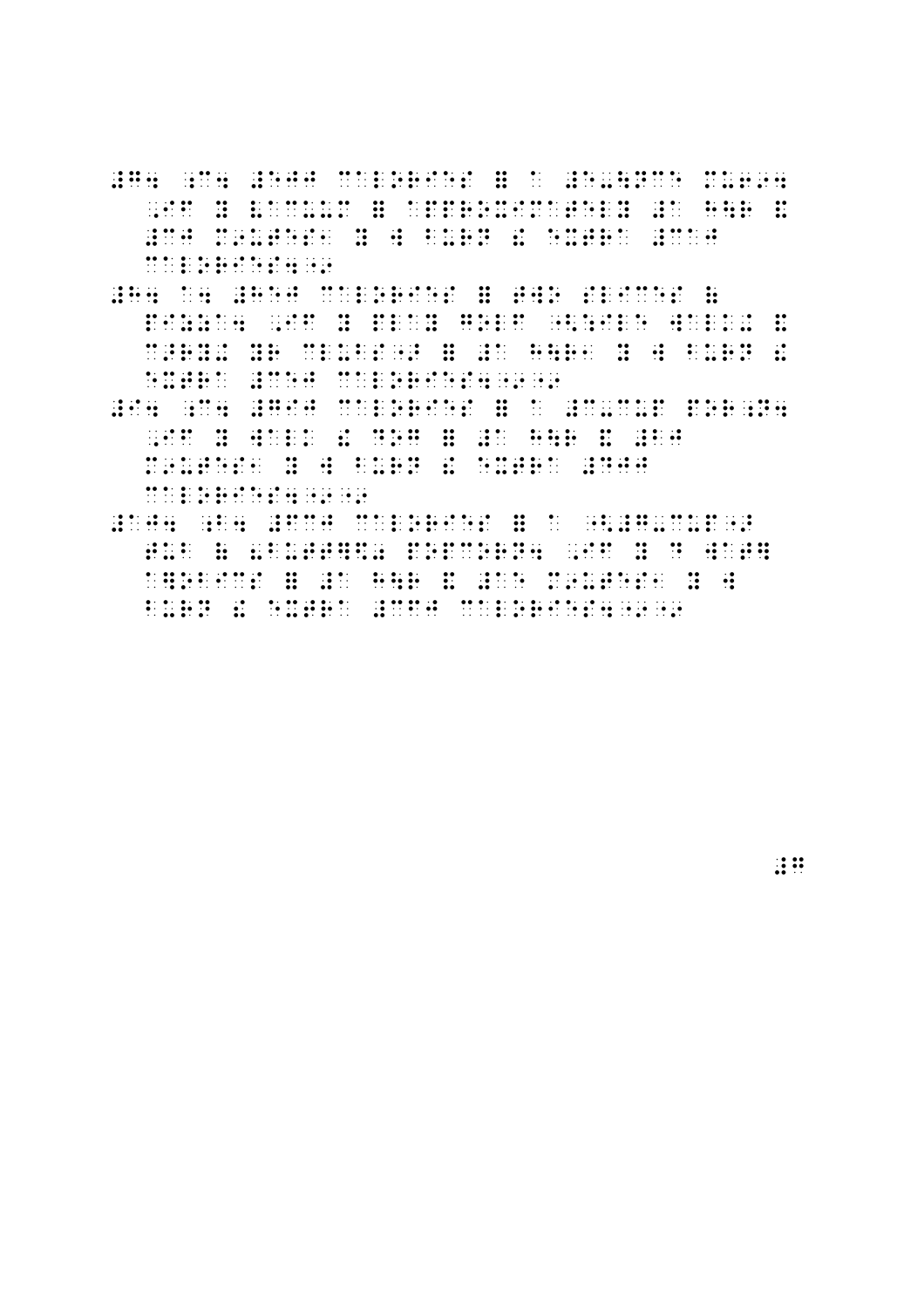- #G4 ;C4 #EJJ CALORIES = A #E-\NCE MU694 , IF YOU BOOK, A HOT OF OUR TO BOOK, AND A HOT OF A HOT OF A HOT OF A HOT OF A HOT OF A HOT OF A HOT OF A HOT<br>IF YOU ALL YOU AN IF YOU ARE LY YOU AN IF YOU ARE A HOT OF A HOT OF A HOT OF A HOT OF A HOT OF A HOT OF A HOT<br>IF #CJ M9UTES1 Y W BURN ! EXTRA #CAJ CALORIES4"9
- #H4 A4 #HEJ CALORIES = TWO SLICES ( PER PER ESTAS DI SISTEME DE L'ESTAS DE L'ESTAS DE L'ESTAS DI SISTEME DE L'ESTAS DI SISTEME DE L'ESTAS DE L'ES<br>1970 : ILE PER PIZZA (PIZZA) (1980) 1970 : ILE DE L'ESTAS DE L'ESTAS DI SISTEME DE L'ESTAS DE L'ESTAS DE L'ES<br>19 C+ YR CHEN A HOLD A HOLD A BOULD AN AIR AN AIR AN AIR AN AIR AN AIR AN AIR AN AIR AN AIR AN AIR AN AIR AN AIR<br>Clubs and the clubs of the air and the air and the air and the air and air and air and air and air and air an<br>Cl EXTRA #CEJ CALORIES4"9"9
- #I4 ;C4 #GIJ CALORIES = A #C-CUP POR;N4 , If you are a simple proposal to the second control of the anti-second control of the anti-second control of the anti-second control of the anti-second control of the anti-second control of the anti-second control of the Medicine and an extra and an extra and an extra and an extra and an extra and an extra and an extra and an ext<br>An extra an extra and an extra and an extra and an extra and an extra and an extra and an extra and an extra a<br> CALORIES4"9"9
- #AJ4 ;B4 #FCJ CALORIES = A "<#G-CUP"> TUB ( 8BUTT]\$0 POPCORN4 ,IF Y D WAT] A]OBICS = #A H\R & #AE M9UTES1 Y W BURN EN ES AN INTERNATIONAL AND ES AN ES AN ES AN ES AN ES AN ES AN ES AN ES AN ES AN ES AN ES AN ES AN ES AN <br>De la primeira de la constantin de la constantin de la constantin de la constantin de la constantin de la cons

 $\ddot{H}$